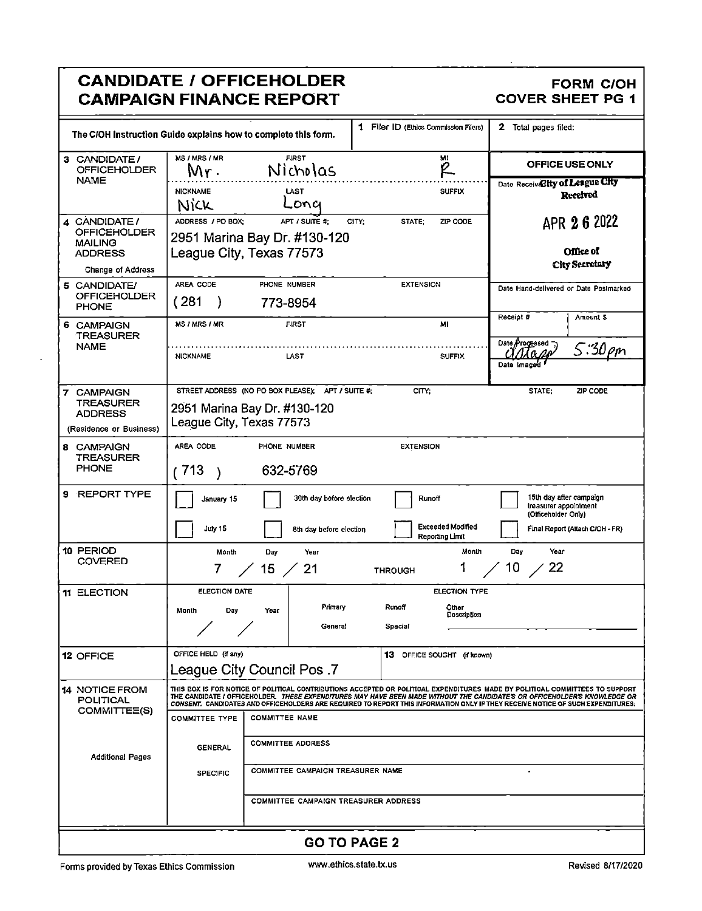# CANDIDATE / OFFICEHOLDER CAMPAIGN FINANCE REPORT

**FORM C/OH COVER SHEET PG 1**

The C/OH Instruction Guide explains how to complete this form.

**1** Filer ID (Ethics Commission Filers):

**2** Total pages filed:

| | | |
|---|---|---|
| **3 CANDIDATE / OFFICEHOLDER NAME** | MS / MRS / MR: Mr. FIRST: Nicholas MI: R NICKNAME: Nick LAST: Long SUFFIX: | **OFFICE USE ONLY** Date Received: City of League City Received APR 26 2022 Office of City Secretary |
| **4 CANDIDATE / OFFICEHOLDER MAILING ADDRESS** (Change of Address) | ADDRESS / PO BOX; APT / SUITE #; CITY; STATE; ZIP CODE 2951 Marina Bay Dr. #130-120 League City, Texas 77573 | |
| **5 CANDIDATE / OFFICEHOLDER PHONE** | AREA CODE: (281) PHONE NUMBER: 773-8954 EXTENSION: | Date Hand-delivered or Date Postmarked |
| **6 CAMPAIGN TREASURER NAME** | MS / MRS / MR: FIRST: MI: NICKNAME: LAST: SUFFIX: | Receipt #: Amount $: Date Processed: datapp 5:30pm Date Imaged |
| **7 CAMPAIGN TREASURER ADDRESS** (Residence or Business) | STREET ADDRESS (NO PO BOX PLEASE); APT / SUITE #; CITY; STATE; ZIP CODE 2951 Marina Bay Dr. #130-120 League City, Texas 77573 | |
| **8 CAMPAIGN TREASURER PHONE** | AREA CODE: (713) PHONE NUMBER: 632-5769 EXTENSION: | |

**9 REPORT TYPE**

- [ ] January 15
- [ ] 30th day before election
- [ ] Runoff
- [ ] 15th day after campaign treasurer appointment (Officeholder Only)
- [ ] July 15
- [ ] 8th day before election
- [ ] Exceeded Modified Reporting Limit
- [ ] Final Report (Attach C/OH - FR)

**10 PERIOD COVERED**

Month / Day / Year: 7 / 15 / 21 THROUGH 1 / 10 / 22

**11 ELECTION**

ELECTION DATE: Month / Day / Year: / /

ELECTION TYPE: Primary / Runoff / Other Description / General / Special

**12 OFFICE** OFFICE HELD (if any): League City Council Pos .7

**13** OFFICE SOUGHT (if known):

**14 NOTICE FROM POLITICAL COMMITTEE(S)**

THIS BOX IS FOR NOTICE OF POLITICAL CONTRIBUTIONS ACCEPTED OR POLITICAL EXPENDITURES MADE BY POLITICAL COMMITTEES TO SUPPORT THE CANDIDATE / OFFICEHOLDER. *THESE EXPENDITURES MAY HAVE BEEN MADE WITHOUT THE CANDIDATE'S OR OFFICEHOLDER'S KNOWLEDGE OR CONSENT.* CANDIDATES AND OFFICEHOLDERS ARE REQUIRED TO REPORT THIS INFORMATION ONLY IF THEY RECEIVE NOTICE OF SUCH EXPENDITURES.

| COMMITTEE TYPE | |
|---|---|
| | COMMITTEE NAME |
| GENERAL | COMMITTEE ADDRESS |
| SPECIFIC | COMMITTEE CAMPAIGN TREASURER NAME |
| | COMMITTEE CAMPAIGN TREASURER ADDRESS |

Additional Pages

**GO TO PAGE 2**

Forms provided by Texas Ethics Commission www.ethics.state.tx.us Revised 8/17/2020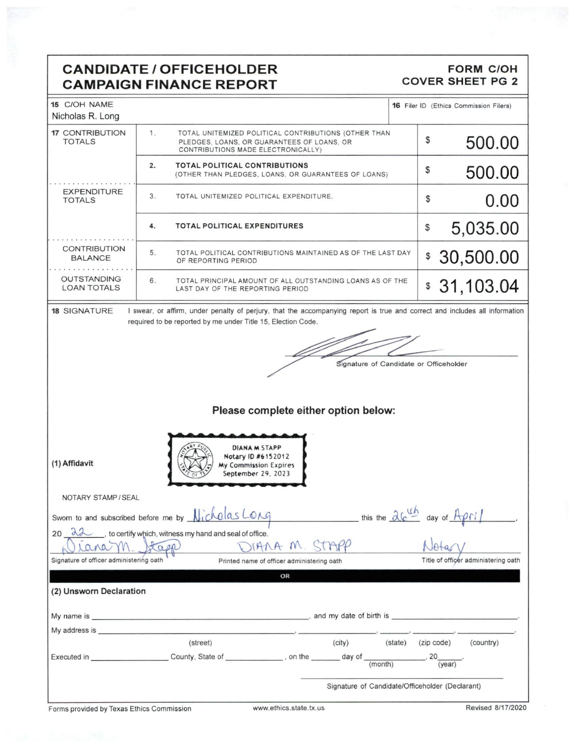# CANDIDATE / OFFICEHOLDER CAMPAIGN FINANCE REPORT

**FORM C/OH COVER SHEET PG 2**

| 15 C/OH NAME | 16 Filer ID (Ethics Commission Filers) |
|---|---|
| Nicholas R. Long | |

| | | | |
|---|---|---|---|
| 17 CONTRIBUTION TOTALS | 1. | TOTAL UNITEMIZED POLITICAL CONTRIBUTIONS (OTHER THAN PLEDGES, LOANS, OR GUARANTEES OF LOANS, OR CONTRIBUTIONS MADE ELECTRONICALLY) | $ 500.00 |
| | 2. | **TOTAL POLITICAL CONTRIBUTIONS** (OTHER THAN PLEDGES, LOANS, OR GUARANTEES OF LOANS) | $ 500.00 |
| EXPENDITURE TOTALS | 3. | TOTAL UNITEMIZED POLITICAL EXPENDITURE. | $ 0.00 |
| | 4. | **TOTAL POLITICAL EXPENDITURES** | $ 5,035.00 |
| CONTRIBUTION BALANCE | 5. | TOTAL POLITICAL CONTRIBUTIONS MAINTAINED AS OF THE LAST DAY OF REPORTING PERIOD | $ 30,500.00 |
| OUTSTANDING LOAN TOTALS | 6. | TOTAL PRINCIPAL AMOUNT OF ALL OUTSTANDING LOANS AS OF THE LAST DAY OF THE REPORTING PERIOD | $ 31,103.04 |

**18 SIGNATURE** I swear, or affirm, under penalty of perjury, that the accompanying report is true and correct and includes all information required to be reported by me under Title 15, Election Code.

Signature of Candidate or Officeholder

**Please complete either option below:**

**(1) Affidavit**

DIANA M STAPP
Notary ID #6152012
My Commission Expires
September 29, 2023

NOTARY STAMP / SEAL

Sworn to and subscribed before me by Nicholas Long this the 26th day of April, 20 22, to certify which, witness my hand and seal of office.

| Diana M. Stapp | DIANA M. STAPP | Notary |
|---|---|---|
| Signature of officer administering oath | Printed name of officer administering oath | Title of officer administering oath |

**OR**

**(2) Unsworn Declaration**

My name is ____________________, and my date of birth is ____________.

My address is ____________, ____________, ________, ________, ________.
(street) (city) (state) (zip code) (country)

Executed in ____________ County, State of ____________, on the ______ day of ____________, 20____.
(month) (year)

Signature of Candidate/Officeholder (Declarant)

Forms provided by Texas Ethics Commission www.ethics.state.tx.us Revised 8/17/2020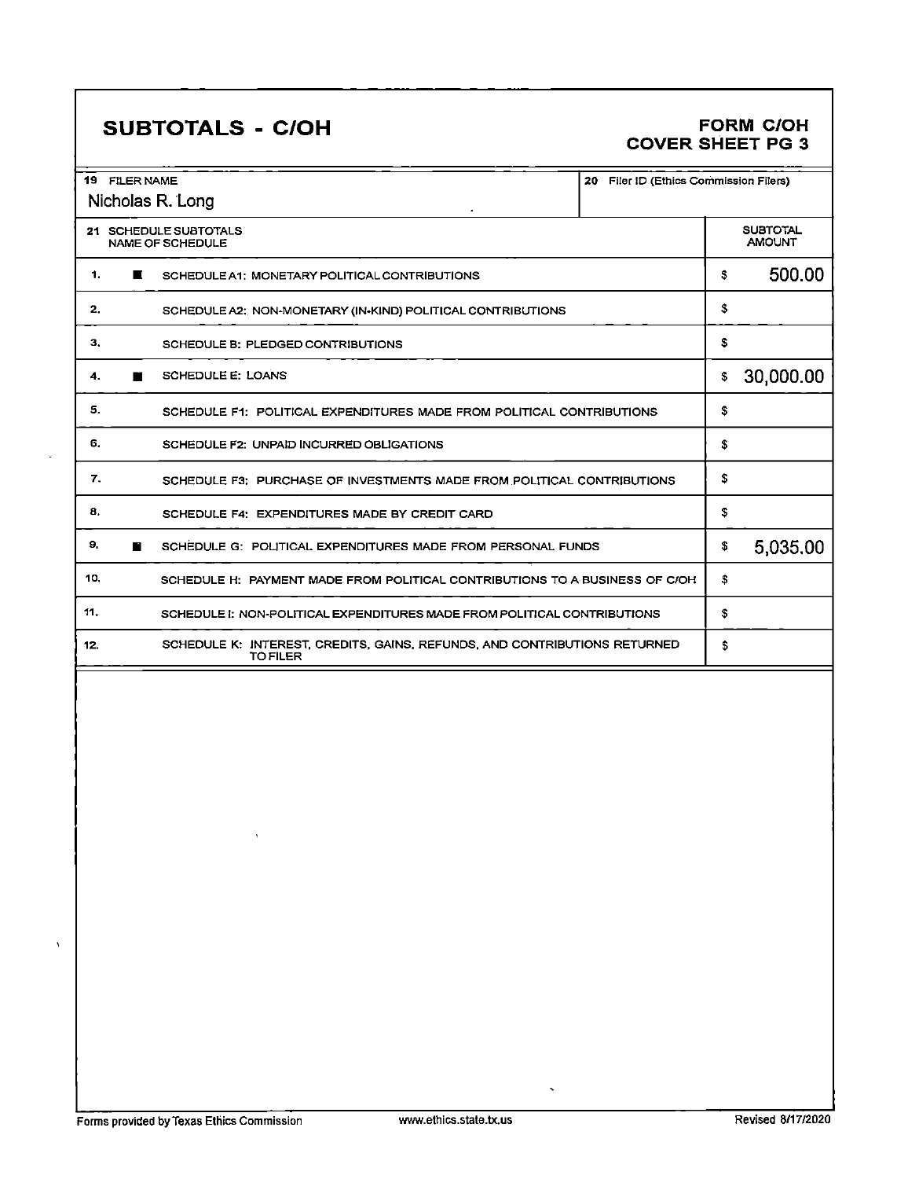# SUBTOTALS - C/OH

**FORM C/OH**
**COVER SHEET PG 3**

| 19 FILER NAME | 20 Filer ID (Ethics Commission Filers) |
|---|---|
| Nicholas R. Long | |

| 21 SCHEDULE SUBTOTALS NAME OF SCHEDULE | | SUBTOTAL AMOUNT |
|---|---|---|
| 1. | ■ SCHEDULE A1: MONETARY POLITICAL CONTRIBUTIONS | $ 500.00 |
| 2. | SCHEDULE A2: NON-MONETARY (IN-KIND) POLITICAL CONTRIBUTIONS | $ |
| 3. | SCHEDULE B: PLEDGED CONTRIBUTIONS | $ |
| 4. | ■ SCHEDULE E: LOANS | $ 30,000.00 |
| 5. | SCHEDULE F1: POLITICAL EXPENDITURES MADE FROM POLITICAL CONTRIBUTIONS | $ |
| 6. | SCHEDULE F2: UNPAID INCURRED OBLIGATIONS | $ |
| 7. | SCHEDULE F3: PURCHASE OF INVESTMENTS MADE FROM POLITICAL CONTRIBUTIONS | $ |
| 8. | SCHEDULE F4: EXPENDITURES MADE BY CREDIT CARD | $ |
| 9. | ■ SCHEDULE G: POLITICAL EXPENDITURES MADE FROM PERSONAL FUNDS | $ 5,035.00 |
| 10. | SCHEDULE H: PAYMENT MADE FROM POLITICAL CONTRIBUTIONS TO A BUSINESS OF C/OH | $ |
| 11. | SCHEDULE I: NON-POLITICAL EXPENDITURES MADE FROM POLITICAL CONTRIBUTIONS | $ |
| 12. | SCHEDULE K: INTEREST, CREDITS, GAINS, REFUNDS, AND CONTRIBUTIONS RETURNED TO FILER | $ |

Forms provided by Texas Ethics Commission www.ethics.state.tx.us Revised 8/17/2020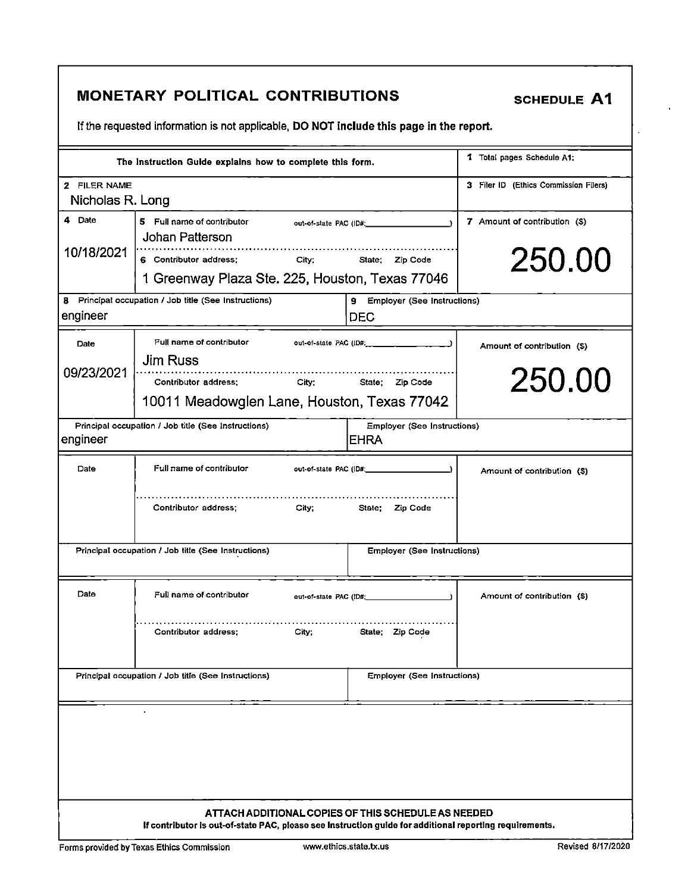# MONETARY POLITICAL CONTRIBUTIONS

**SCHEDULE A1**

If the requested information is not applicable, **DO NOT include this page in the report.**

| The Instruction Guide explains how to complete this form. | 1 Total pages Schedule A1: |
|---|---|
| 2 FILER NAME<br>Nicholas R. Long | 3 Filer ID (Ethics Commission Filers) |

| 4 Date | 5 Full name of contributor / out-of-state PAC (ID#: ) / 6 Contributor address; City; State; Zip Code | 7 Amount of contribution ($) |
|---|---|---|
| 10/18/2021 | Johan Patterson<br>1 Greenway Plaza Ste. 225, Houston, Texas 77046 | 250.00 |
| 8 Principal occupation / Job title (See Instructions): engineer | 9 Employer (See Instructions): DEC | |
| 09/23/2021 | Jim Russ<br>10011 Meadowglen Lane, Houston, Texas 77042 | 250.00 |
| Principal occupation / Job title (See Instructions): engineer | Employer (See Instructions): EHRA | |
| Date | Full name of contributor / out-of-state PAC (ID#: ) / Contributor address; City; State; Zip Code | Amount of contribution ($) |
| Principal occupation / Job title (See Instructions) | Employer (See Instructions) | |
| Date | Full name of contributor / out-of-state PAC (ID#: ) / Contributor address; City; State; Zip Code | Amount of contribution ($) |
| Principal occupation / Job title (See Instructions) | Employer (See Instructions) | |

**ATTACH ADDITIONAL COPIES OF THIS SCHEDULE AS NEEDED**

**If contributor is out-of-state PAC, please see instruction guide for additional reporting requirements.**

Forms provided by Texas Ethics Commission www.ethics.state.tx.us Revised 8/17/2020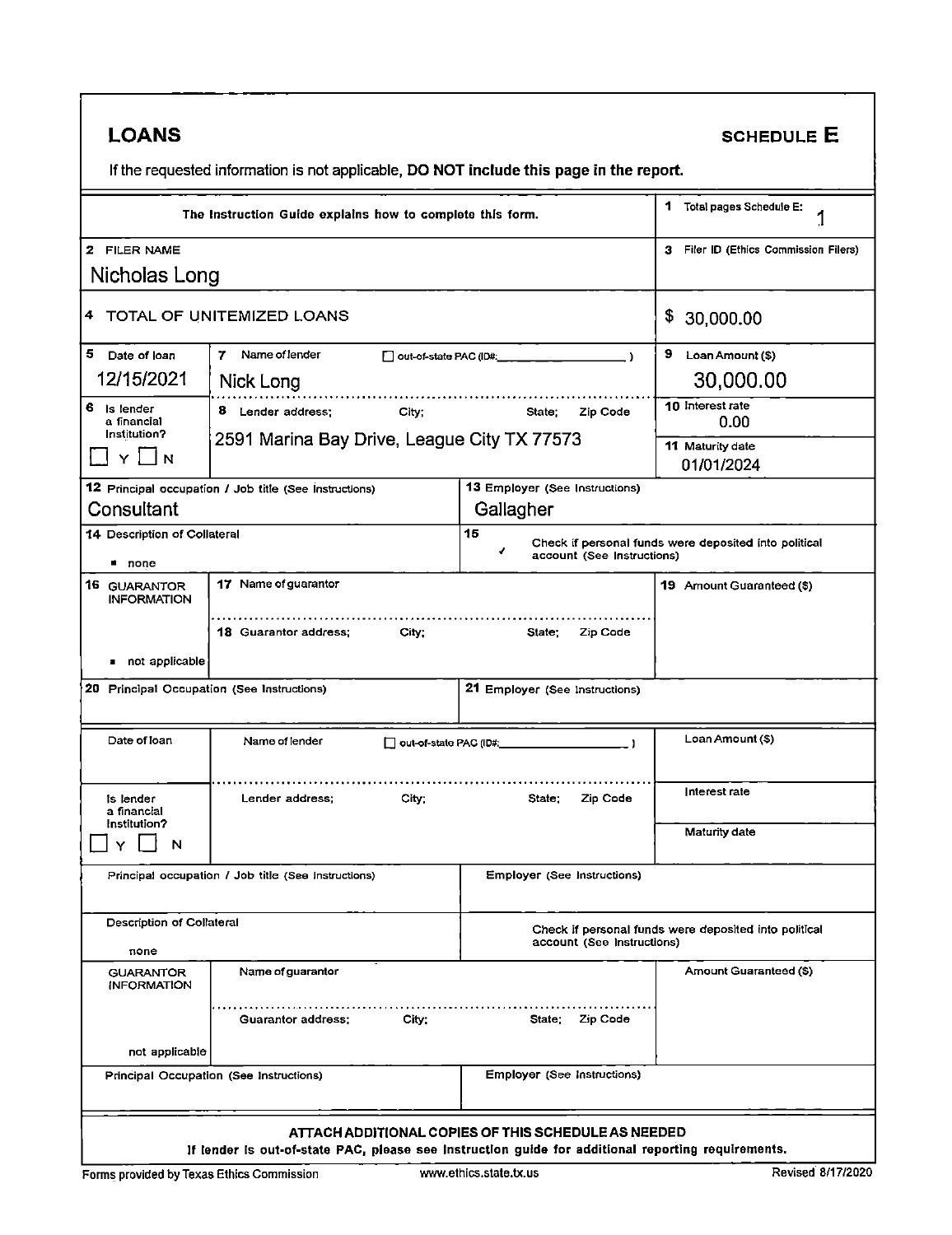# LOANS

## SCHEDULE E

If the requested information is not applicable, **DO NOT include this page in the report.**

| | |
|---|---|
| The Instruction Guide explains how to complete this form. | 1 Total pages Schedule E: 1 |
| 2 FILER NAME<br>Nicholas Long | 3 Filer ID (Ethics Commission Filers) |
| 4 TOTAL OF UNITEMIZED LOANS | $ 30,000.00 |

| | | | |
|---|---|---|---|
| 5 Date of loan<br>12/15/2021 | 7 Name of lender ☐ out-of-state PAC (ID#: ) <br>Nick Long | | 9 Loan Amount ($)<br>30,000.00 |
| 6 Is lender a financial institution?<br>☐ Y ☐ N | 8 Lender address; City; State; Zip Code<br>2591 Marina Bay Drive, League City TX 77573 | | 10 Interest rate<br>0.00<br><br>11 Maturity date<br>01/01/2024 |
| 12 Principal occupation / Job title (See Instructions)<br>Consultant | | 13 Employer (See Instructions)<br>Gallagher | |
| 14 Description of Collateral<br>▪ none | | 15 ✓ Check if personal funds were deposited into political account (See Instructions) | |
| 16 GUARANTOR INFORMATION<br>▪ not applicable | 17 Name of guarantor<br><br>18 Guarantor address; City; State; Zip Code | | 19 Amount Guaranteed ($) |
| 20 Principal Occupation (See Instructions) | | 21 Employer (See Instructions) | |

| | | | |
|---|---|---|---|
| Date of loan | Name of lender ☐ out-of-state PAC (ID#: ) | | Loan Amount ($) |
| Is lender a financial institution?<br>☐ Y ☐ N | Lender address; City; State; Zip Code | | Interest rate<br><br>Maturity date |
| Principal occupation / Job title (See Instructions) | | Employer (See Instructions) | |
| Description of Collateral<br>none | | Check if personal funds were deposited into political account (See Instructions) | |
| GUARANTOR INFORMATION<br>not applicable | Name of guarantor<br><br>Guarantor address; City; State; Zip Code | | Amount Guaranteed ($) |
| Principal Occupation (See Instructions) | | Employer (See Instructions) | |

**ATTACH ADDITIONAL COPIES OF THIS SCHEDULE AS NEEDED**

**If lender is out-of-state PAC, please see instruction guide for additional reporting requirements.**

Forms provided by Texas Ethics Commission www.ethics.state.tx.us Revised 8/17/2020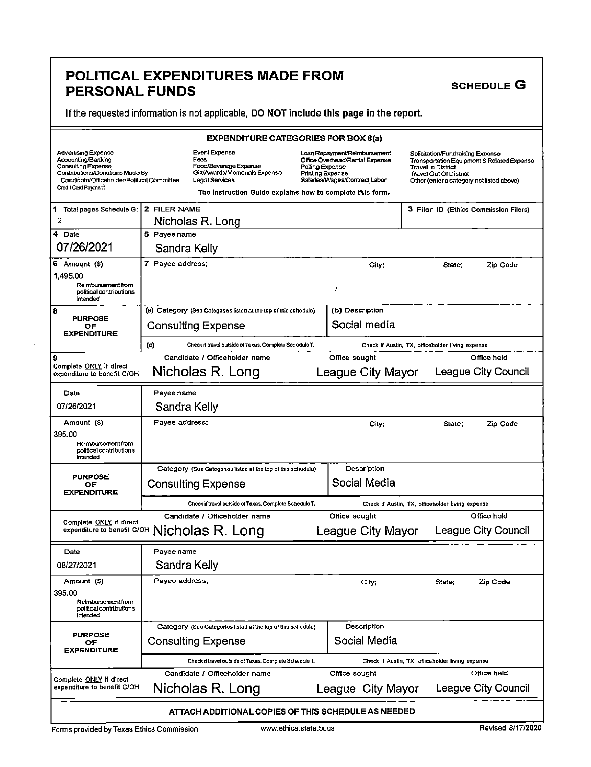# POLITICAL EXPENDITURES MADE FROM PERSONAL FUNDS

**SCHEDULE G**

If the requested information is not applicable, **DO NOT include this page in the report.**

**EXPENDITURE CATEGORIES FOR BOX 8(a)**

| | | | |
|---|---|---|---|
| Advertising Expense | Event Expense | Loan Repayment/Reimbursement | Solicitation/Fundraising Expense |
| Accounting/Banking | Fees | Office Overhead/Rental Expense | Transportation Equipment & Related Expense |
| Consulting Expense | Food/Beverage Expense | Polling Expense | Travel In District |
| Contributions/Donations Made By Candidate/Officeholder/Political Committee | Gift/Awards/Memorials Expense | Printing Expense | Travel Out Of District |
| Credit Card Payment | Legal Services | Salaries/Wages/Contract Labor | Other (enter a category not listed above) |

The Instruction Guide explains how to complete this form.

| | | |
|---|---|---|
| **1** Total pages Schedule G: 2 | **2** FILER NAME: Nicholas R. Long | **3** Filer ID (Ethics Commission Filers) |

## Expenditure 1

| Field | Value |
|---|---|
| **4** Date | 07/26/2021 |
| **5** Payee name | Sandra Kelly |
| **6** Amount ($) | 1,495.00 |
| Reimbursement from political contributions intended | |
| **7** Payee address; City; State; Zip Code | / |
| **8** PURPOSE OF EXPENDITURE — (a) Category | Consulting Expense |
| (b) Description | Social media |
| (c) Check if travel outside of Texas. Complete Schedule T. / Check if Austin, TX, officeholder living expense | |
| **9** Complete ONLY if direct expenditure to benefit C/OH — Candidate / Officeholder name | Nicholas R. Long |
| Office sought | League City Mayor |
| Office held | League City Council |

## Expenditure 2

| Field | Value |
|---|---|
| Date | 07/26/2021 |
| Payee name | Sandra Kelly |
| Amount ($) | 395.00 |
| Reimbursement from political contributions intended | |
| Payee address; City; State; Zip Code | |
| PURPOSE OF EXPENDITURE — Category | Consulting Expense |
| Description | Social Media |
| Check if travel outside of Texas. Complete Schedule T. / Check if Austin, TX, officeholder living expense | |
| Complete ONLY if direct expenditure to benefit C/OH — Candidate / Officeholder name | Nicholas R. Long |
| Office sought | League City Mayor |
| Office held | League City Council |

## Expenditure 3

| Field | Value |
|---|---|
| Date | 08/27/2021 |
| Payee name | Sandra Kelly |
| Amount ($) | 395.00 |
| Reimbursement from political contributions intended | |
| Payee address; City; State; Zip Code | |
| PURPOSE OF EXPENDITURE — Category | Consulting Expense |
| Description | Social Media |
| Check if travel outside of Texas. Complete Schedule T. / Check if Austin, TX, officeholder living expense | |
| Complete ONLY if direct expenditure to benefit C/OH — Candidate / Officeholder name | Nicholas R. Long |
| Office sought | League City Mayor |
| Office held | League City Council |

**ATTACH ADDITIONAL COPIES OF THIS SCHEDULE AS NEEDED**

Forms provided by Texas Ethics Commission — www.ethics.state.tx.us — Revised 8/17/2020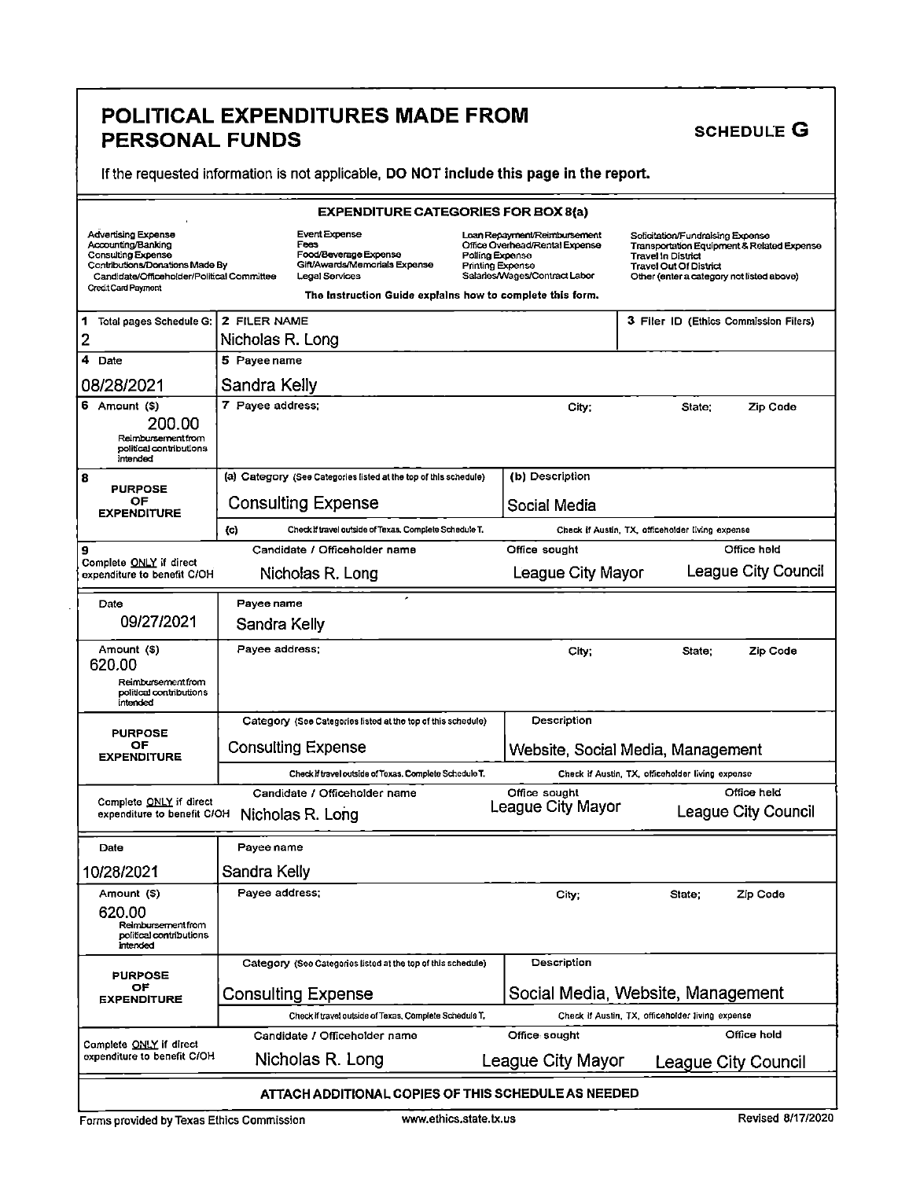# POLITICAL EXPENDITURES MADE FROM PERSONAL FUNDS

## SCHEDULE G

If the requested information is not applicable, **DO NOT include this page in the report.**

### EXPENDITURE CATEGORIES FOR BOX 8(a)

| | | | |
|---|---|---|---|
| Advertising Expense | Event Expense | Loan Repayment/Reimbursement | Solicitation/Fundraising Expense |
| Accounting/Banking | Fees | Office Overhead/Rental Expense | Transportation Equipment & Related Expense |
| Consulting Expense | Food/Beverage Expense | Polling Expense | Travel In District |
| Contributions/Donations Made By Candidate/Officeholder/Political Committee | Gift/Awards/Memorials Expense | Printing Expense | Travel Out Of District |
| Credit Card Payment | Legal Services | Salaries/Wages/Contract Labor | Other (enter a category not listed above) |

**The Instruction Guide explains how to complete this form.**

| | | |
|---|---|---|
| 1 Total pages Schedule G: 2 | 2 FILER NAME: Nicholas R. Long | 3 Filer ID (Ethics Commission Filers) |

| Field | Entry 1 | Entry 2 | Entry 3 |
|---|---|---|---|
| Date | 08/28/2021 | 09/27/2021 | 10/28/2021 |
| Payee name | Sandra Kelly | Sandra Kelly | Sandra Kelly |
| Amount ($) | 200.00 | 620.00 | 620.00 |
| Reimbursement from political contributions intended | | | |
| Payee address; City; State; Zip Code | | | |
| Purpose of Expenditure (a) Category | Consulting Expense | Consulting Expense | Consulting Expense |
| (b) Description | Social Media | Website, Social Media, Management | Social Media, Website, Management |
| (c) Check if travel outside of Texas. Complete Schedule T. | | | |
| Check if Austin, TX, officeholder living expense | | | |
| Complete ONLY if direct expenditure to benefit C/OH: Candidate / Officeholder name | Nicholas R. Long | Nicholas R. Long | Nicholas R. Long |
| Office sought | League City Mayor | League City Mayor | League City Mayor |
| Office held | League City Council | League City Council | League City Council |

**ATTACH ADDITIONAL COPIES OF THIS SCHEDULE AS NEEDED**

Forms provided by Texas Ethics Commission www.ethics.state.tx.us Revised 8/17/2020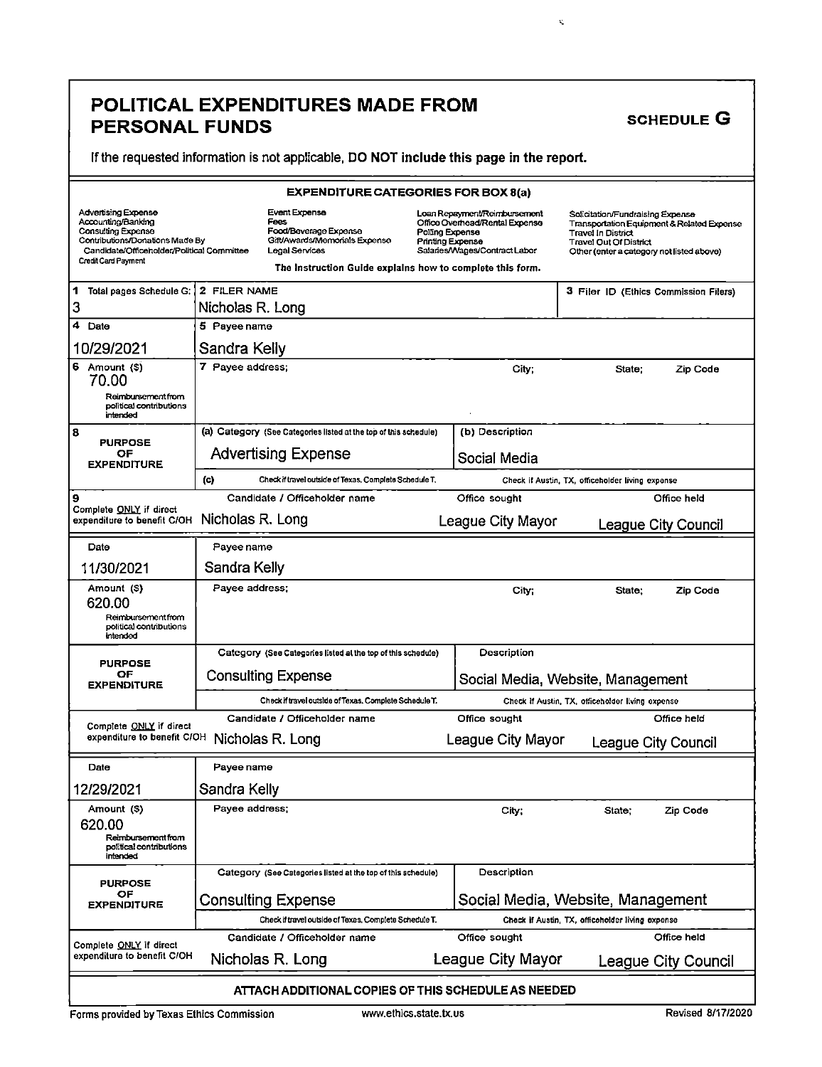# POLITICAL EXPENDITURES MADE FROM PERSONAL FUNDS

**SCHEDULE G**

If the requested information is not applicable, **DO NOT include this page in the report.**

**EXPENDITURE CATEGORIES FOR BOX 8(a)**

| | | | |
|---|---|---|---|
| Advertising Expense<br>Accounting/Banking<br>Consulting Expense<br>Contributions/Donations Made By Candidate/Officeholder/Political Committee<br>Credit Card Payment | Event Expense<br>Fees<br>Food/Beverage Expense<br>Gift/Awards/Memorials Expense<br>Legal Services | Loan Repayment/Reimbursement<br>Office Overhead/Rental Expense<br>Polling Expense<br>Printing Expense<br>Salaries/Wages/Contract Labor | Solicitation/Fundraising Expense<br>Transportation Equipment & Related Expense<br>Travel In District<br>Travel Out Of District<br>Other (enter a category not listed above) |

**The Instruction Guide explains how to complete this form.**

| | | | | |
|---|---|---|---|---|
| 1 Total pages Schedule G: 3 | 2 FILER NAME: Nicholas R. Long | | 3 Filer ID (Ethics Commission Filers) | |
| 4 Date: 10/29/2021 | 5 Payee name: Sandra Kelly | | | |
| 6 Amount ($): 70.00<br>Reimbursement from political contributions intended | 7 Payee address; | City; | State; | Zip Code |
| 8 PURPOSE OF EXPENDITURE | (a) Category (See Categories listed at the top of this schedule): Advertising Expense | (b) Description: Social Media | | |
| | (c) Check if travel outside of Texas. Complete Schedule T. | Check if Austin, TX, officeholder living expense | | |
| 9 Complete ONLY if direct expenditure to benefit C/OH | Candidate / Officeholder name: Nicholas R. Long | Office sought: League City Mayor | Office held: League City Council | |
| Date: 11/30/2021 | Payee name: Sandra Kelly | | | |
| Amount ($): 620.00<br>Reimbursement from political contributions intended | Payee address; | City; | State; | Zip Code |
| PURPOSE OF EXPENDITURE | Category (See Categories listed at the top of this schedule): Consulting Expense | Description: Social Media, Website, Management | | |
| | Check if travel outside of Texas. Complete Schedule T. | Check if Austin, TX, officeholder living expense | | |
| Complete ONLY if direct expenditure to benefit C/OH | Candidate / Officeholder name: Nicholas R. Long | Office sought: League City Mayor | Office held: League City Council | |
| Date: 12/29/2021 | Payee name: Sandra Kelly | | | |
| Amount ($): 620.00<br>Reimbursement from political contributions intended | Payee address; | City; | State; | Zip Code |
| PURPOSE OF EXPENDITURE | Category (See Categories listed at the top of this schedule): Consulting Expense | Description: Social Media, Website, Management | | |
| | Check if travel outside of Texas. Complete Schedule T. | Check if Austin, TX, officeholder living expense | | |
| Complete ONLY if direct expenditure to benefit C/OH | Candidate / Officeholder name: Nicholas R. Long | Office sought: League City Mayor | Office held: League City Council | |

**ATTACH ADDITIONAL COPIES OF THIS SCHEDULE AS NEEDED**

Forms provided by Texas Ethics Commission    www.ethics.state.tx.us    Revised 8/17/2020